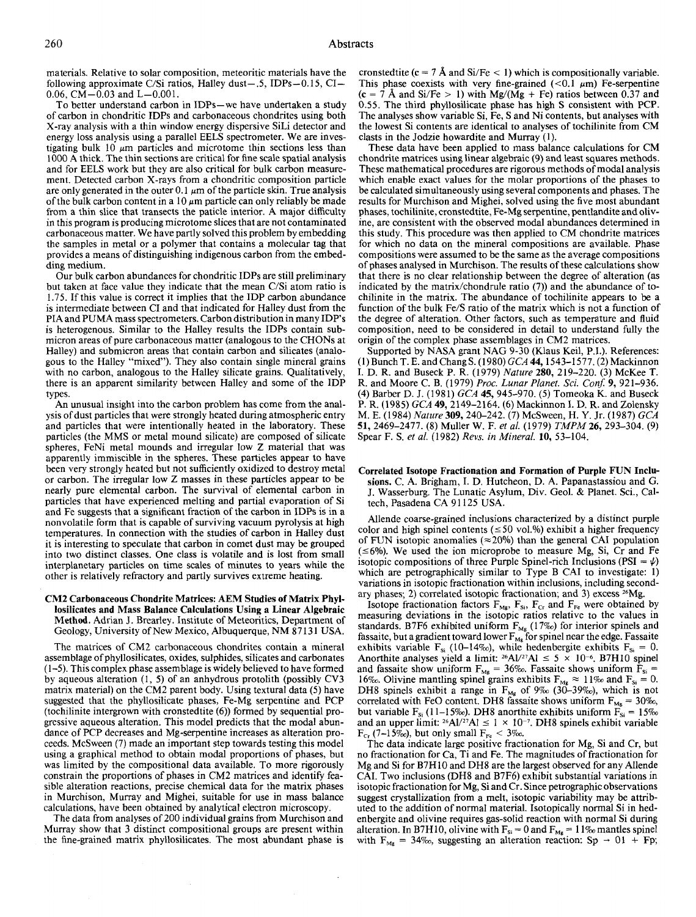materials. Relative to solar composition, meteoritic materials have the following approximate C/Si ratios, Halley dust—.5, IDPs—0.15, CI—0.06, CM—0.03 and L—0.001.

To better understand carbon in IDPs—we have undertaken a study of carbon in chondritic IDPs and carbonaceous chondrites using both X-ray analysis with a thin window energy dispersive SiLi detector and energy loss analysis using a parallel EELS spectrometer. We are investigating bulk 10 μm particles and microtome thin sections less than 1000 Å thick. The thin sections are critical for fine scale spatial analysis and for EELS work but they are also critical for bulk carbon measurement. Detected carbon X-rays from a chondritic composition particle are only generated in the outer 0.1 μm of the particle skin. True analysis of the bulk carbon content in a 10 μm particle can only reliably be made from a thin slice that transects the paticle interior. A major difficulty in this program is producing microtome slices that are not contaminated carbonaceous matter. We have partly solved this problem by embedding the samples in metal or a polymer that contains a molecular tag that provides a means of distinguishing indigenous carbon from the embedding medium.

Our bulk carbon abundances for chondritic IDPs are still preliminary but taken at face value they indicate that the mean C/Si atom ratio is 1.75. If this value is correct it implies that the IDP carbon abundance is intermediate between CI and that indicated for Halley dust from the PIA and PUMA mass spectrometers. Carbon distribution in many IDP's is heterogenous. Similar to the Halley results the IDPs contain submicron areas of pure carbonaceous matter (analogous to the CHONs at Halley) and submicron areas that contain carbon and silicates (analogous to the Halley "mixed"). They also contain single mineral grains with no carbon, analogous to the Halley silicate grains. Qualitatively, there is an apparent similarity between Halley and some of the IDP types.

An unusual insight into the carbon problem has come from the analysis of dust particles that were strongly heated during atmospheric entry and particles that were intentionally heated in the laboratory. These particles (the MMS or metal mound silicate) are composed of silicate spheres, FeNi metal mounds and irregular low Z material that was apparently immiscible in the spheres. These particles appear to have been very strongly heated but not sufficiently oxidized to destroy metal or carbon. The irregular low Z masses in these particles appear to be nearly pure elemental carbon. The survival of elemental carbon in particles that have experienced melting and partial evaporation of Si and Fe suggests that a significant fraction of the carbon in IDPs is in a nonvolatile form that is capable of surviving vacuum pyrolysis at high temperatures. In connection with the studies of carbon in Halley dust it is interesting to speculate that carbon in comet dust may be grouped into two distinct classes. One class is volatile and is lost from small interplanetary particles on time scales of minutes to years while the other is relatively refractory and partly survives extreme heating.

## CM2 Carbonaceous Chondrite Matrices: AEM Studies of Matrix Phyllosilicates and Mass Balance Calculations Using a Linear Algebraic Method.

Adrian J. Brearley. Institute of Meteoritics, Department of Geology, University of New Mexico, Albuquerque, NM 87131 USA.

The matrices of CM2 carbonaceous chondrites contain a mineral assemblage of phyllosilicates, oxides, sulphides, silicates and carbonates (1–5). This complex phase assemblage is widely believed to have formed by aqueous alteration (1, 5) of an anhydrous protolith (possibly CV3 matrix material) on the CM2 parent body. Using textural data (5) have suggested that the phyllosilicate phases, Fe-Mg serpentine and PCP (tochilinite intergrown with cronstedtite (6)) formed by sequential progressive aqueous alteration. This model predicts that the modal abundance of PCP decreases and Mg-serpentine increases as alteration proceeds. McSween (7) made an important step towards testing this model using a graphical method to obtain modal proportions of phases, but was limited by the compositional data available. To more rigorously constrain the proportions of phases in CM2 matrices and identify feasible alteration reactions, precise chemical data for the matrix phases in Murchison, Murray and Mighei, suitable for use in mass balance calculations, have been obtained by analytical electron microscopy.

The data from analyses of 200 individual grains from Murchison and Murray show that 3 distinct compositional groups are present within the fine-grained matrix phyllosilicates. The most abundant phase is cronstedtite (c = 7 Å and Si/Fe < 1) which is compositionally variable. This phase coexists with very fine-grained (<0.1 μm) Fe-serpentine (c = 7 Å and Si/Fe > 1) with Mg/(Mg + Fe) ratios between 0.37 and 0.55. The third phyllosilicate phase has high S consistent with PCP. The analyses show variable Si, Fe, S and Ni contents, but analyses with the lowest Si contents are identical to analyses of tochilinite from CM clasts in the Jodzie howardite and Murray (1).

These data have been applied to mass balance calculations for CM chondrite matrices using linear algebraic (9) and least squares methods. These mathematical procedures are rigorous methods of modal analysis which enable exact values for the molar proportions of the phases to be calculated simultaneously using several components and phases. The results for Murchison and Mighei, solved using the five most abundant phases, tochilinite, cronstedtite, Fe-Mg serpentine, pentlandite and olivine, are consistent with the observed modal abundances determined in this study. This procedure was then applied to CM chondrite matrices for which no data on the mineral compositions are available. Phase compositions were assumed to be the same as the average compositions of phases analysed in Murchison. The results of these calculations show that there is no clear relationship between the degree of alteration (as indicated by the matrix/chondrule ratio (7)) and the abundance of tochilinite in the matrix. The abundance of tochilinite appears to be a function of the bulk Fe/S ratio of the matrix which is not a function of the degree of alteration. Other factors, such as temperature and fluid composition, need to be considered in detail to understand fully the origin of the complex phase assemblages in CM2 matrices.

Supported by NASA grant NAG 9-30 (Klaus Keil, P.I.). References: (1) Bunch T. E. and Chang S. (1980) *GCA* **44**, 1543–1577. (2) Mackinnon I. D. R. and Buseck P. R. (1979) *Nature* **280**, 219–220. (3) McKee T. R. and Moore C. B. (1979) *Proc. Lunar Planet. Sci. Conf.* **9**, 921–936. (4) Barber D. J. (1981) *GCA* **45**, 945–970. (5) Tomeoka K. and Buseck P. R. (1985) *GCA* **49**, 2149–2164. (6) Mackinnon I. D. R. and Zolensky M. E. (1984) *Nature* **309**, 240–242. (7) McSween, H. Y. Jr. (1987) *GCA* **51**, 2469–2477. (8) Muller W. F. *et al.* (1979) *TMPM* **26**, 293–304. (9) Spear F. S. *et al.* (1982) *Revs. in Mineral.* **10**, 53–104.

## Correlated Isotope Fractionation and Formation of Purple FUN Inclusions.

C. A. Brigham, I. D. Hutcheon, D. A. Papanastassiou and G. J. Wasserburg. The Lunatic Asylum, Div. Geol. & Planet. Sci., Caltech, Pasadena CA 91125 USA.

Allende coarse-grained inclusions characterized by a distinct purple color and high spinel contents (≤50 vol.%) exhibit a higher frequency of FUN isotopic anomalies (≈20%) than the general CAI population (≤6%). We used the ion microprobe to measure Mg, Si, Cr and Fe isotopic compositions of three Purple Spinel-rich Inclusions (PSI = ψ) which are petrographically similar to Type B CAI to investigate: 1) variations in isotopic fractionation within inclusions, including secondary phases; 2) correlated isotopic fractionation; and 3) excess $^{26}Mg$.

Isotope fractionation factors $F_{Mg}$, $F_{Si}$, $F_{Cr}$ and $F_{Fe}$ were obtained by measuring deviations in the isotopic ratios relative to the values in standards. B7F6 exhibited uniform $F_{Mg}$ (17‰) for interior spinels and fassaite, but a gradient toward lower $F_{Mg}$ for spinel near the edge. Fassaite exhibits variable $F_{Si}$ (10–14‰), while hedenbergite exhibits $F_{Si}$ = 0. Anorthite analyses yield a limit: $^{26}Al/^{27}Al \leq 5 \times 10^{-6}$. B7H10 spinel and fassaite show uniform $F_{Mg}$ = 36‰. Fassaite shows uniform $F_{Si}$ = 16‰. Olivine mantling spinel grains exhibits $F_{Mg} \approx 11$‰ and $F_{Si}$ = 0. DH8 spinels exhibit a range in $F_{Mg}$ of 9‰ (30–39‰), which is not correlated with FeO content. DH8 fassaite shows uniform $F_{Mg}$ = 30‰, but variable $F_{Si}$ (11–15‰). DH8 anorthite exhibits uniform $F_{Si}$ = 15‰ and an upper limit: $^{26}Al/^{27}Al \leq 1 \times 10^{-7}$. DH8 spinels exhibit variable $F_{Cr}$ (7–15‰), but only small $F_{Fe}$ < 3‰.

The data indicate large positive fractionation for Mg, Si and Cr, but no fractionation for Ca, Ti and Fe. The magnitudes of fractionation for Mg and Si for B7H10 and DH8 are the largest observed for any Allende CAI. Two inclusions (DH8 and B7F6) exhibit substantial variations in isotopic fractionation for Mg, Si and Cr. Since petrographic observations suggest crystallization from a melt, isotopic variability may be attributed to the addition of normal material. Isotopically normal Si in hedenbergite and olivine requires gas-solid reaction with normal Si during alteration. In B7H10, olivine with $F_{Si}$ = 0 and $F_{Mg}$ = 11‰ mantles spinel with $F_{Mg}$ = 34‰, suggesting an alteration reaction: Sp → Ol + Fp;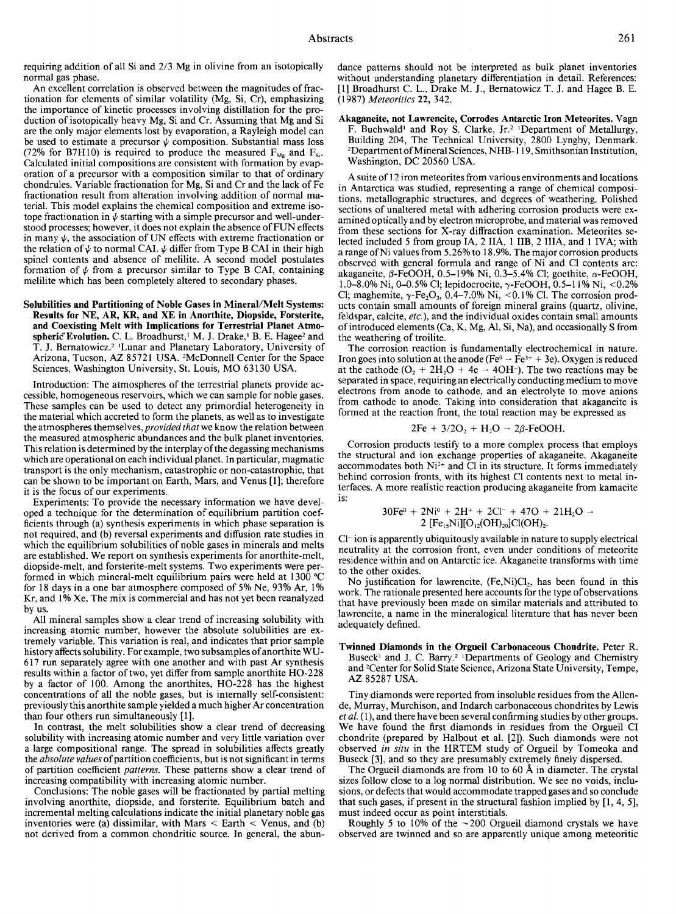requiring addition of all Si and 2/3 Mg in olivine from an isotopically normal gas phase.

An excellent correlation is observed between the magnitudes of fractionation for elements of similar volatility (Mg, Si, Cr), emphasizing the importance of kinetic processes involving distillation for the production of isotopically heavy Mg, Si and Cr. Assuming that Mg and Si are the only major elements lost by evaporation, a Rayleigh model can be used to estimate a precursor $\psi$ composition. Substantial mass loss (72% for B7H10) is required to produce the measured $F_{Mg}$ and $F_{Si}$. Calculated initial compositions are consistent with formation by evaporation of a precursor with a composition similar to that of ordinary chondrules. Variable fractionation for Mg, Si and Cr and the lack of Fe fractionation result from alteration involving addition of normal material. This model explains the chemical composition and extreme isotope fractionation in $\psi$ starting with a simple precursor and well-understood processes; however, it does not explain the absence of FUN effects in many $\psi$, the association of UN effects with extreme fractionation or the relation of $\psi$ to normal CAI. $\psi$ differ from Type B CAI in their high spinel contents and absence of melilite. A second model postulates formation of $\psi$ from a precursor similar to Type B CAI, containing melilite which has been completely altered to secondary phases.

**Solubilities and Partitioning of Noble Gases in Mineral/Melt Systems: Results for NE, AR, KR, and XE in Anorthite, Diopside, Forsterite, and Coexisting Melt with Implications for Terrestrial Planet Atmospheric Evolution.** C. L. Broadhurst,[1] M. J. Drake,[1] B. E. Hagee[2] and T. J. Bernatowicz.[2] [1]Lunar and Planetary Laboratory, University of Arizona, Tucson, AZ 85721 USA. [2]McDonnell Center for the Space Sciences, Washington University, St. Louis, MO 63130 USA.

Introduction: The atmospheres of the terrestrial planets provide accessible, homogeneous reservoirs, which we can sample for noble gases. These samples can be used to detect any primordial heterogeneity in the material which accreted to form the planets, as well as to investigate the atmospheres themselves, *provided that* we know the relation between the measured atmospheric abundances and the bulk planet inventories. This relation is determined by the interplay of the degassing mechanisms which are operational on each individual planet. In particular, magmatic transport is the only mechanism, catastrophic or non-catastrophic, that can be shown to be important on Earth, Mars, and Venus [1]; therefore it is the focus of our experiments.

Experiments: To provide the necessary information we have developed a technique for the determination of equilibrium partition coefficients through (a) synthesis experiments in which phase separation is not required, and (b) reversal experiments and diffusion rate studies in which the equilibrium solubilities of noble gases in minerals and melts are established. We report on synthesis experiments for anorthite-melt, diopside-melt, and forsterite-melt systems. Two experiments were performed in which mineral-melt equilibrium pairs were held at 1300 °C for 18 days in a one bar atmosphere composed of 5% Ne, 93% Ar, 1% Kr, and 1% Xe. The mix is commercial and has not yet been reanalyzed by us.

All mineral samples show a clear trend of increasing solubility with increasing atomic number, however the absolute solubilities are extremely variable. This variation is real, and indicates that prior sample history affects solubility. For example, two subsamples of anorthite WU-617 run separately agree with one another and with past Ar synthesis results within a factor of two, yet differ from sample anorthite HO-228 by a factor of 100. Among the anorthites, HO-228 has the highest concentrations of all the noble gases, but is internally self-consistent: previously this anorthite sample yielded a much higher Ar concentration than four others run simultaneously [1].

In contrast, the melt solubilities show a clear trend of decreasing solubility with increasing atomic number and very little variation over a large compositional range. The spread in solubilities affects greatly the *absolute values* of partition coefficients, but is not significant in terms of partition coefficient *patterns*. These patterns show a clear trend of increasing compatibility with increasing atomic number.

Conclusions: The noble gases will be fractionated by partial melting involving anorthite, diopside, and forsterite. Equilibrium batch and incremental melting calculations indicate the initial planetary noble gas inventories were (a) dissimilar, with Mars < Earth < Venus, and (b) not derived from a common chondritic source. In general, the abundance patterns should not be interpreted as bulk planet inventories without understanding planetary differentiation in detail. References: [1] Broadhurst C. L., Drake M. J., Bernatowicz T. J. and Hagee B. E. (1987) *Meteoritics* **22**, 342.

**Akaganeite, not Lawrencite, Corrodes Antarctic Iron Meteorites.** Vagn F. Buchwald[1] and Roy S. Clarke, Jr.[2] [1]Department of Metallurgy, Building 204, The Technical University, 2800 Lyngby, Denmark. [2]Department of Mineral Sciences, NHB-119, Smithsonian Institution, Washington, DC 20560 USA.

A suite of 12 iron meteorites from various environments and locations in Antarctica was studied, representing a range of chemical compositions, metallographic structures, and degrees of weathering. Polished sections of unaltered metal with adhering corrosion products were examined optically and by electron microprobe, and material was removed from these sections for X-ray diffraction examination. Meteorites selected included 5 from group IA, 2 IIA, 1 IIB, 3 IIIA, and 1 IVA; with a range of Ni values from 5.26% to 18.9%. The major corrosion products observed with general formula and range of Ni and Cl contents are: akaganeite, $\beta$-FeOOH, 0.5–19% Ni, 0.3–5.4% Cl; goethite, $\alpha$-FeOOH, 1.0–8.0% Ni, 0–0.5% Cl; lepidocrocite, $\gamma$-FeOOH, 0.5–11% Ni, <0.2% Cl; maghemite, $\gamma$-$Fe_2O_3$, 0.4–7.0% Ni, <0.1% Cl. The corrosion products contain small amounts of foreign mineral grains (quartz, olivine, feldspar, calcite, *etc.*), and the individual oxides contain small amounts of introduced elements (Ca, K, Mg, Al, Si, Na), and occasionally S from the weathering of troilite.

The corrosion reaction is fundamentally electrochemical in nature. Iron goes into solution at the anode ($Fe^0 \rightarrow Fe^{3+} + 3e$). Oxygen is reduced at the cathode ($O_2 + 2H_2O + 4e \rightarrow 4OH^-$). The two reactions may be separated in space, requiring an electrically conducting medium to move electrons from anode to cathode, and an electrolyte to move anions from cathode to anode. Taking into consideration that akaganeite is formed at the reaction front, the total reaction may be expressed as

$$2Fe + 3/2O_2 + H_2O \rightarrow 2\beta\text{-FeOOH}.$$

Corrosion products testify to a more complex process that employs the structural and ion exchange properties of akaganeite. Akaganeite accommodates both $Ni^{2+}$ and Cl in its structure. It forms immediately behind corrosion fronts, with its highest Cl contents next to metal interfaces. A more realistic reaction producing akaganeite from kamacite is:

$$30Fe^0 + 2Ni^0 + 2H^+ + 2Cl^- + 47O + 21H_2O \rightarrow 2\,[Fe_{15}Ni][O_{12}(OH)_{20}]Cl(OH)_2.$$

$Cl^-$ ion is apparently ubiquitously available in nature to supply electrical neutrality at the corrosion front, even under conditions of meteorite residence within and on Antarctic ice. Akaganeite transforms with time to the other oxides.

No justification for lawrencite, $(Fe,Ni)Cl_2$, has been found in this work. The rationale presented here accounts for the type of observations that have previously been made on similar materials and attributed to lawrencite, a name in the mineralogical literature that has never been adequately defined.

**Twinned Diamonds in the Orgueil Carbonaceous Chondrite.** Peter R. Buseck[1] and J. C. Barry.[2] [1]Departments of Geology and Chemistry and [2]Center for Solid State Science, Arizona State University, Tempe, AZ 85287 USA.

Tiny diamonds were reported from insoluble residues from the Allende, Murray, Murchison, and Indarch carbonaceous chondrites by Lewis *et al.* (1), and there have been several confirming studies by other groups. We have found the first diamonds in residues from the Orgueil CI chondrite (prepared by Halbout et al. [2]). Such diamonds were not observed *in situ* in the HRTEM study of Orgueil by Tomeoka and Buseck [3], and so they are presumably extremely finely dispersed.

The Orgueil diamonds are from 10 to 60 Å in diameter. The crystal sizes follow close to a log normal distribution. We see no voids, inclusions, or defects that would accommodate trapped gases and so conclude that such gases, if present in the structural fashion implied by [1, 4, 5], must indeed occur as point interstitials.

Roughly 5 to 10% of the ~200 Orgueil diamond crystals we have observed are twinned and so are apparently unique among meteoritic